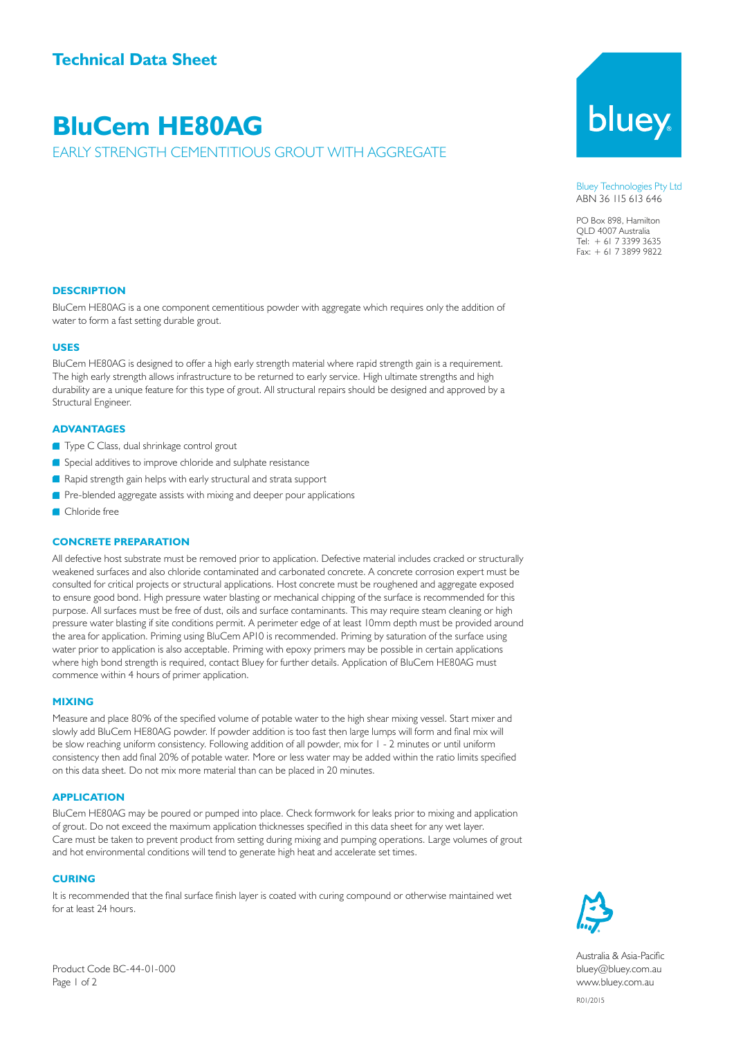## Technical Data Sheet

# BluCem HE80AG

EARLY STRENGTH CEMENTITIOUS GROUT WITH AGGREGATE

bluey

Bluey Technologies Pty Ltd
ABN 36 115 613 646

PO Box 898, Hamilton
QLD 4007 Australia
Tel: + 61 7 3399 3635
Fax: + 61 7 3899 9822

### DESCRIPTION

BluCem HE80AG is a one component cementitious powder with aggregate which requires only the addition of water to form a fast setting durable grout.

### USES

BluCem HE80AG is designed to offer a high early strength material where rapid strength gain is a requirement. The high early strength allows infrastructure to be returned to early service. High ultimate strengths and high durability are a unique feature for this type of grout. All structural repairs should be designed and approved by a Structural Engineer.

### ADVANTAGES

- Type C Class, dual shrinkage control grout
- Special additives to improve chloride and sulphate resistance
- Rapid strength gain helps with early structural and strata support
- Pre-blended aggregate assists with mixing and deeper pour applications
- Chloride free

### CONCRETE PREPARATION

All defective host substrate must be removed prior to application. Defective material includes cracked or structurally weakened surfaces and also chloride contaminated and carbonated concrete. A concrete corrosion expert must be consulted for critical projects or structural applications. Host concrete must be roughened and aggregate exposed to ensure good bond. High pressure water blasting or mechanical chipping of the surface is recommended for this purpose. All surfaces must be free of dust, oils and surface contaminants. This may require steam cleaning or high pressure water blasting if site conditions permit. A perimeter edge of at least 10mm depth must be provided around the area for application. Priming using BluCem AP10 is recommended. Priming by saturation of the surface using water prior to application is also acceptable. Priming with epoxy primers may be possible in certain applications where high bond strength is required, contact Bluey for further details. Application of BluCem HE80AG must commence within 4 hours of primer application.

### MIXING

Measure and place 80% of the specified volume of potable water to the high shear mixing vessel. Start mixer and slowly add BluCem HE80AG powder. If powder addition is too fast then large lumps will form and final mix will be slow reaching uniform consistency. Following addition of all powder, mix for 1 - 2 minutes or until uniform consistency then add final 20% of potable water. More or less water may be added within the ratio limits specified on this data sheet. Do not mix more material than can be placed in 20 minutes.

### APPLICATION

BluCem HE80AG may be poured or pumped into place. Check formwork for leaks prior to mixing and application of grout. Do not exceed the maximum application thicknesses specified in this data sheet for any wet layer. Care must be taken to prevent product from setting during mixing and pumping operations. Large volumes of grout and hot environmental conditions will tend to generate high heat and accelerate set times.

### CURING

It is recommended that the final surface finish layer is coated with curing compound or otherwise maintained wet for at least 24 hours.

Product Code BC-44-01-000

Australia & Asia-Pacific
bluey@bluey.com.au
www.bluey.com.au

R01/2015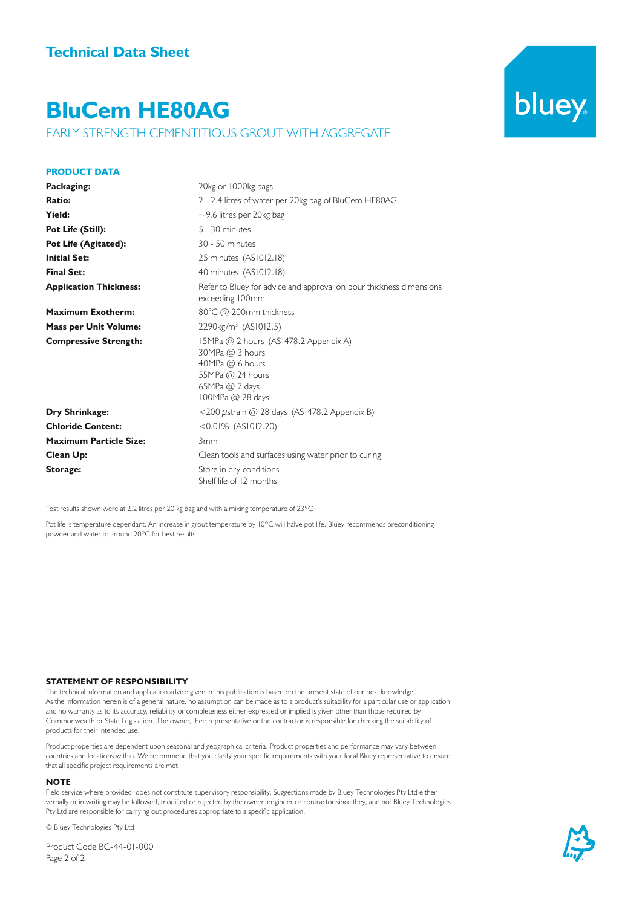## Technical Data Sheet

# BluCem HE80AG

EARLY STRENGTH CEMENTITIOUS GROUT WITH AGGREGATE

### PRODUCT DATA

| | |
|---|---|
| **Packaging:** | 20kg or 1000kg bags |
| **Ratio:** | 2 - 2.4 litres of water per 20kg bag of BluCem HE80AG |
| **Yield:** | ~9.6 litres per 20kg bag |
| **Pot Life (Still):** | 5 - 30 minutes |
| **Pot Life (Agitated):** | 30 - 50 minutes |
| **Initial Set:** | 25 minutes (AS1012.18) |
| **Final Set:** | 40 minutes (AS1012.18) |
| **Application Thickness:** | Refer to Bluey for advice and approval on pour thickness dimensions exceeding 100mm |
| **Maximum Exotherm:** | 80°C @ 200mm thickness |
| **Mass per Unit Volume:** | 2290kg/m$^3$ (AS1012.5) |
| **Compressive Strength:** | 15MPa @ 2 hours (AS1478.2 Appendix A)<br>30MPa @ 3 hours<br>40MPa @ 6 hours<br>55MPa @ 24 hours<br>65MPa @ 7 days<br>100MPa @ 28 days |
| **Dry Shrinkage:** | <200 $\mu$strain @ 28 days (AS1478.2 Appendix B) |
| **Chloride Content:** | <0.01% (AS1012.20) |
| **Maximum Particle Size:** | 3mm |
| **Clean Up:** | Clean tools and surfaces using water prior to curing |
| **Storage:** | Store in dry conditions<br>Shelf life of 12 months |

Test results shown were at 2.2 litres per 20 kg bag and with a mixing temperature of 23°C

Pot life is temperature dependant. An increase in grout temperature by 10°C will halve pot life. Bluey recommends preconditioning powder and water to around 20°C for best results

### STATEMENT OF RESPONSIBILITY

The technical information and application advice given in this publication is based on the present state of our best knowledge. As the information herein is of a general nature, no assumption can be made as to a product's suitability for a particular use or application and no warranty as to its accuracy, reliability or completeness either expressed or implied is given other than those required by Commonwealth or State Legislation. The owner, their representative or the contractor is responsible for checking the suitability of products for their intended use.

Product properties are dependent upon seasonal and geographical criteria. Product properties and performance may vary between countries and locations within. We recommend that you clarify your specific requirements with your local Bluey representative to ensure that all specific project requirements are met.

### NOTE

Field service where provided, does not constitute supervisory responsibility. Suggestions made by Bluey Technologies Pty Ltd either verbally or in writing may be followed, modified or rejected by the owner, engineer or contractor since they, and not Bluey Technologies Pty Ltd are responsible for carrying out procedures appropriate to a specific application.

© Bluey Technologies Pty Ltd

Product Code BC-44-01-000